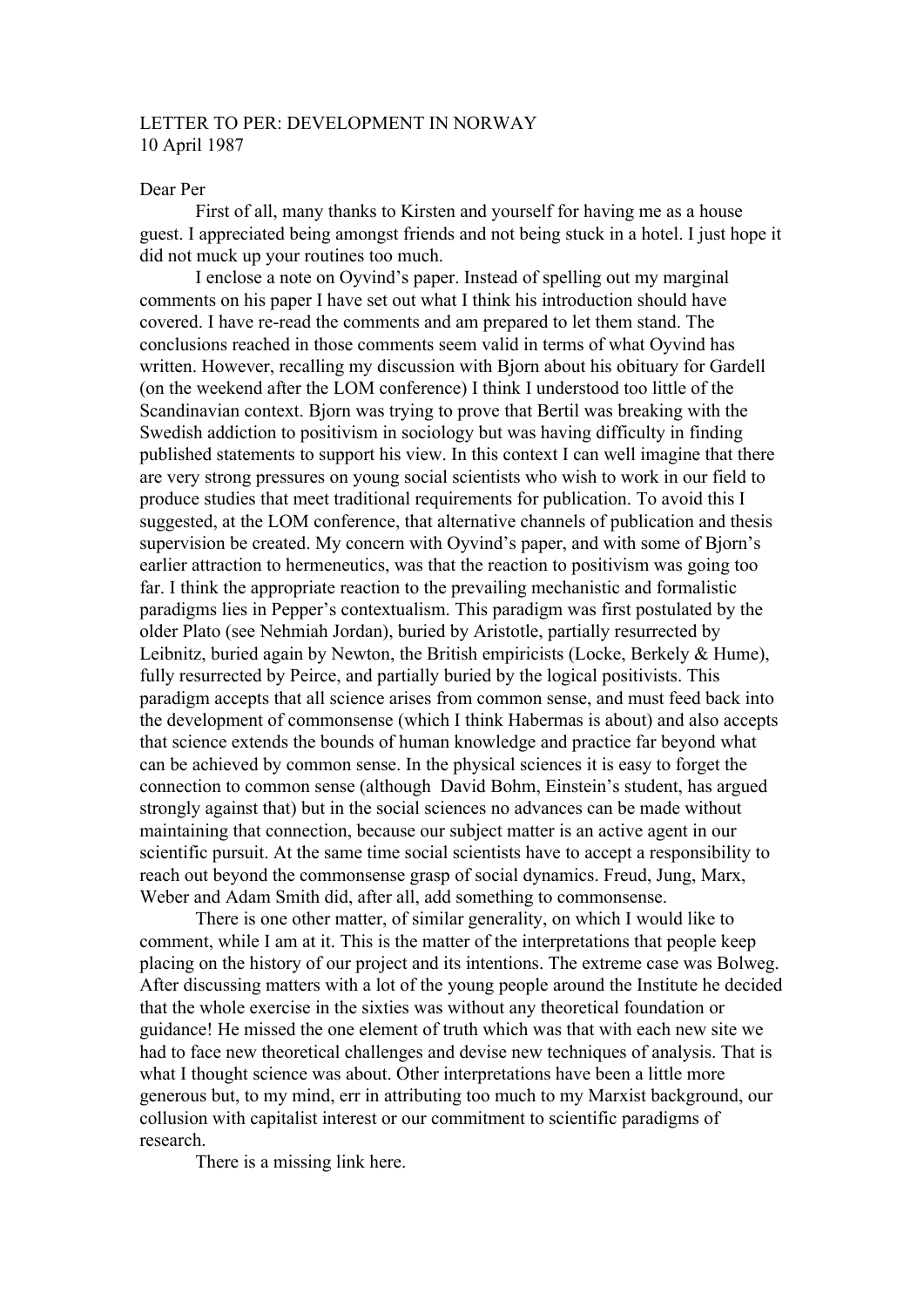LETTER TO PER: DEVELOPMENT IN NORWAY
10 April 1987

Dear Per

First of all, many thanks to Kirsten and yourself for having me as a house guest. I appreciated being amongst friends and not being stuck in a hotel. I just hope it did not muck up your routines too much.

I enclose a note on Oyvind's paper. Instead of spelling out my marginal comments on his paper I have set out what I think his introduction should have covered. I have re-read the comments and am prepared to let them stand. The conclusions reached in those comments seem valid in terms of what Oyvind has written. However, recalling my discussion with Bjorn about his obituary for Gardell (on the weekend after the LOM conference) I think I understood too little of the Scandinavian context. Bjorn was trying to prove that Bertil was breaking with the Swedish addiction to positivism in sociology but was having difficulty in finding published statements to support his view. In this context I can well imagine that there are very strong pressures on young social scientists who wish to work in our field to produce studies that meet traditional requirements for publication. To avoid this I suggested, at the LOM conference, that alternative channels of publication and thesis supervision be created. My concern with Oyvind's paper, and with some of Bjorn's earlier attraction to hermeneutics, was that the reaction to positivism was going too far. I think the appropriate reaction to the prevailing mechanistic and formalistic paradigms lies in Pepper's contextualism. This paradigm was first postulated by the older Plato (see Nehmiah Jordan), buried by Aristotle, partially resurrected by Leibnitz, buried again by Newton, the British empiricists (Locke, Berkely & Hume), fully resurrected by Peirce, and partially buried by the logical positivists. This paradigm accepts that all science arises from common sense, and must feed back into the development of commonsense (which I think Habermas is about) and also accepts that science extends the bounds of human knowledge and practice far beyond what can be achieved by common sense. In the physical sciences it is easy to forget the connection to common sense (although David Bohm, Einstein's student, has argued strongly against that) but in the social sciences no advances can be made without maintaining that connection, because our subject matter is an active agent in our scientific pursuit. At the same time social scientists have to accept a responsibility to reach out beyond the commonsense grasp of social dynamics. Freud, Jung, Marx, Weber and Adam Smith did, after all, add something to commonsense.

There is one other matter, of similar generality, on which I would like to comment, while I am at it. This is the matter of the interpretations that people keep placing on the history of our project and its intentions. The extreme case was Bolweg. After discussing matters with a lot of the young people around the Institute he decided that the whole exercise in the sixties was without any theoretical foundation or guidance! He missed the one element of truth which was that with each new site we had to face new theoretical challenges and devise new techniques of analysis. That is what I thought science was about. Other interpretations have been a little more generous but, to my mind, err in attributing too much to my Marxist background, our collusion with capitalist interest or our commitment to scientific paradigms of research.

There is a missing link here.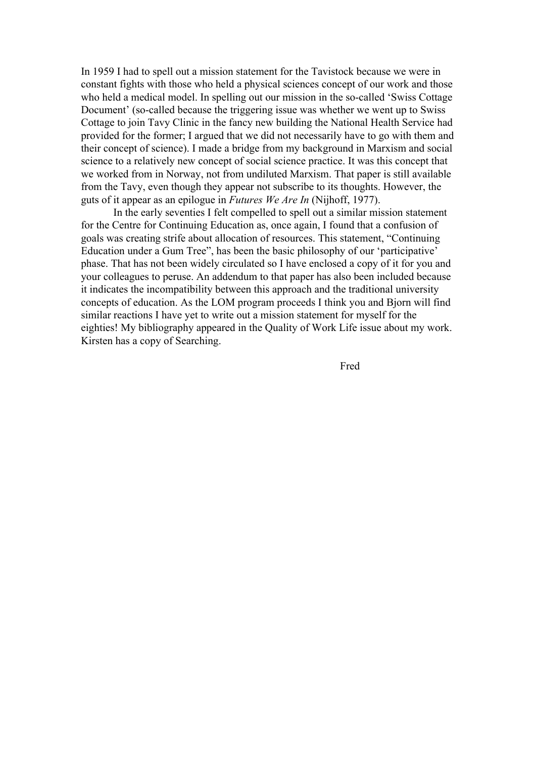In 1959 I had to spell out a mission statement for the Tavistock because we were in constant fights with those who held a physical sciences concept of our work and those who held a medical model. In spelling out our mission in the so-called 'Swiss Cottage Document' (so-called because the triggering issue was whether we went up to Swiss Cottage to join Tavy Clinic in the fancy new building the National Health Service had provided for the former; I argued that we did not necessarily have to go with them and their concept of science). I made a bridge from my background in Marxism and social science to a relatively new concept of social science practice. It was this concept that we worked from in Norway, not from undiluted Marxism. That paper is still available from the Tavy, even though they appear not subscribe to its thoughts. However, the guts of it appear as an epilogue in *Futures We Are In* (Nijhoff, 1977).

In the early seventies I felt compelled to spell out a similar mission statement for the Centre for Continuing Education as, once again, I found that a confusion of goals was creating strife about allocation of resources. This statement, "Continuing Education under a Gum Tree", has been the basic philosophy of our 'participative' phase. That has not been widely circulated so I have enclosed a copy of it for you and your colleagues to peruse. An addendum to that paper has also been included because it indicates the incompatibility between this approach and the traditional university concepts of education. As the LOM program proceeds I think you and Bjorn will find similar reactions I have yet to write out a mission statement for myself for the eighties! My bibliography appeared in the Quality of Work Life issue about my work. Kirsten has a copy of Searching.

Fred